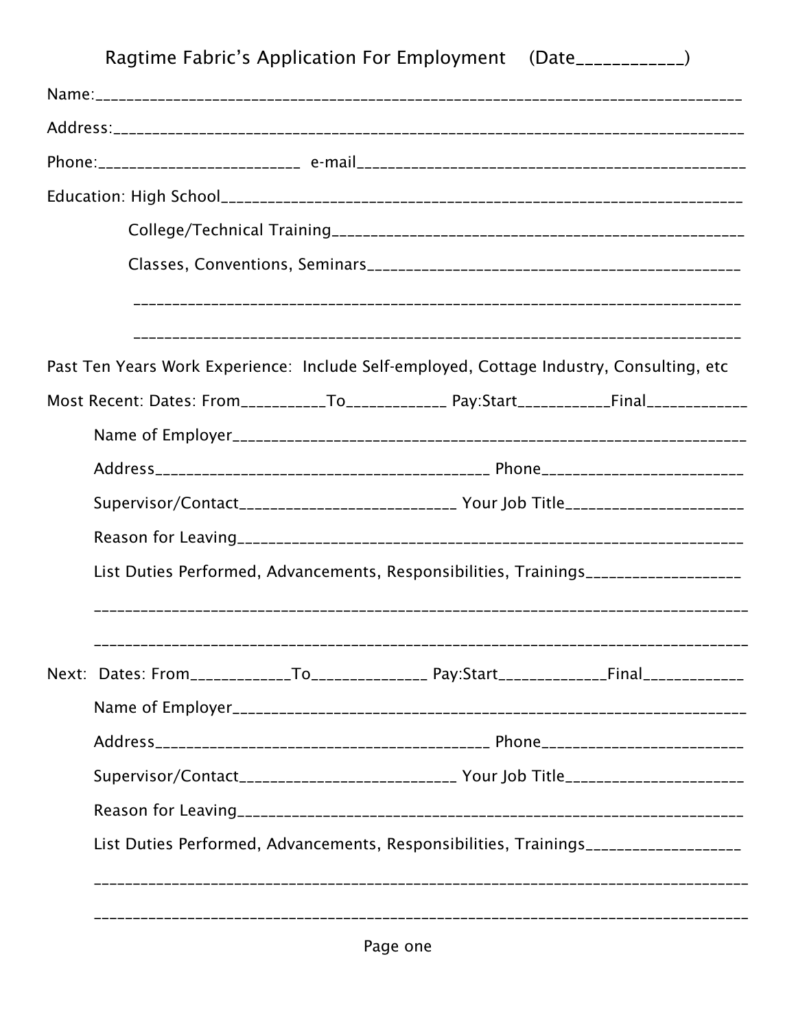# Ragtime Fabric's Application For Employment (Date___________)

Name:_______________________________________________________________________________

Address:_____________________________________________________________________________

Phone:_________________________ e-mail_______________________________________________

Education: High School________________________________________________________________

College/Technical Training_____________________________________________________

Classes, Conventions, Seminars_______________________________________________

___________________________________________________________________________

___________________________________________________________________________

Past Ten Years Work Experience: Include Self-employed, Cottage Industry, Consulting, etc

Most Recent: Dates: From__________To____________ Pay:Start___________Final____________

Name of Employer_______________________________________________________________

Address__________________________________________ Phone________________________

Supervisor/Contact___________________________ Your Job Title_____________________

Reason for Leaving______________________________________________________________

List Duties Performed, Advancements, Responsibilities, Trainings__________________

_______________________________________________________________________________

_______________________________________________________________________________

Next: Dates: From____________To______________ Pay:Start_____________Final____________

Name of Employer_______________________________________________________________

Address__________________________________________ Phone________________________

Supervisor/Contact___________________________ Your Job Title_____________________

Reason for Leaving______________________________________________________________

List Duties Performed, Advancements, Responsibilities, Trainings__________________

_______________________________________________________________________________

_______________________________________________________________________________

Page one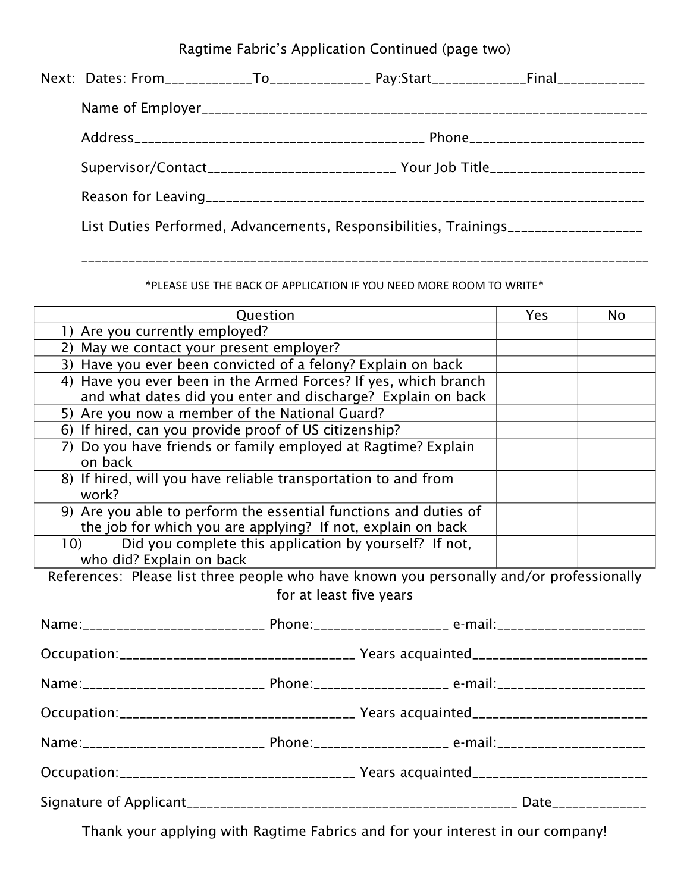Ragtime Fabric's Application Continued (page two)

Next: Dates: From____________To______________ Pay:Start_____________Final____________

Name of Employer_________________________________________________________________

Address_________________________________________ Phone________________________

Supervisor/Contact___________________________ Your Job Title_____________________

Reason for Leaving________________________________________________________________

List Duties Performed, Advancements, Responsibilities, Trainings__________________

__________________________________________________________________________________

*PLEASE USE THE BACK OF APPLICATION IF YOU NEED MORE ROOM TO WRITE*

| Question | Yes | No |
|---|---|---|
| 1) Are you currently employed? | | |
| 2) May we contact your present employer? | | |
| 3) Have you ever been convicted of a felony? Explain on back | | |
| 4) Have you ever been in the Armed Forces? If yes, which branch and what dates did you enter and discharge? Explain on back | | |
| 5) Are you now a member of the National Guard? | | |
| 6) If hired, can you provide proof of US citizenship? | | |
| 7) Do you have friends or family employed at Ragtime? Explain on back | | |
| 8) If hired, will you have reliable transportation to and from work? | | |
| 9) Are you able to perform the essential functions and duties of the job for which you are applying? If not, explain on back | | |
| 10) Did you complete this application by yourself? If not, who did? Explain on back | | |

References: Please list three people who have known you personally and/or professionally for at least five years

Name:__________________________ Phone:_________________ e-mail:____________________

Occupation:_________________________________ Years acquainted______________________

Name:__________________________ Phone:_________________ e-mail:____________________

Occupation:_________________________________ Years acquainted______________________

Name:__________________________ Phone:_________________ e-mail:____________________

Occupation:_________________________________ Years acquainted______________________

Signature of Applicant_______________________________________________ Date_____________

Thank your applying with Ragtime Fabrics and for your interest in our company!